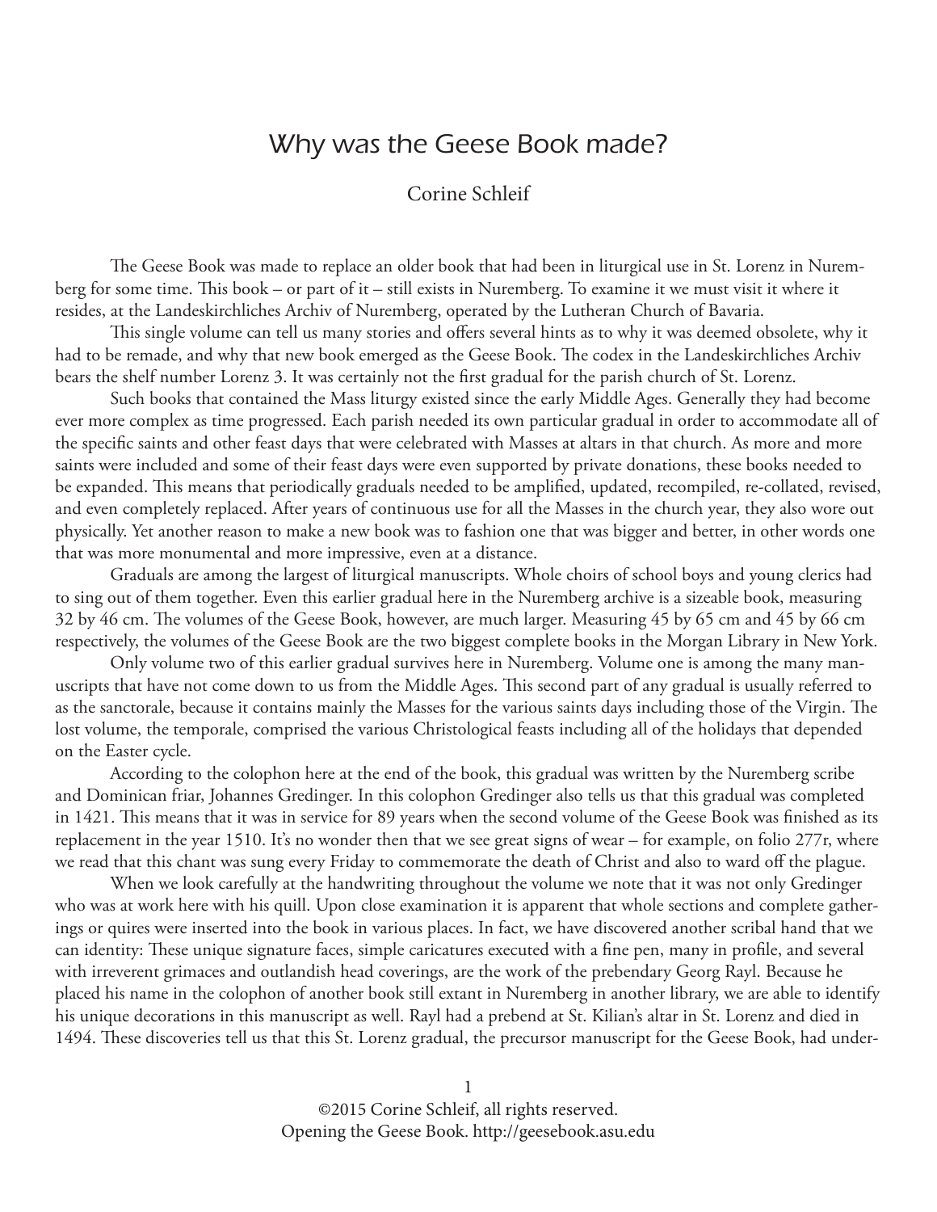# Why was the Geese Book made?

Corine Schleif

The Geese Book was made to replace an older book that had been in liturgical use in St. Lorenz in Nuremberg for some time. This book – or part of it – still exists in Nuremberg. To examine it we must visit it where it resides, at the Landeskirchliches Archiv of Nuremberg, operated by the Lutheran Church of Bavaria.

This single volume can tell us many stories and offers several hints as to why it was deemed obsolete, why it had to be remade, and why that new book emerged as the Geese Book. The codex in the Landeskirchliches Archiv bears the shelf number Lorenz 3. It was certainly not the first gradual for the parish church of St. Lorenz.

Such books that contained the Mass liturgy existed since the early Middle Ages. Generally they had become ever more complex as time progressed. Each parish needed its own particular gradual in order to accommodate all of the specific saints and other feast days that were celebrated with Masses at altars in that church. As more and more saints were included and some of their feast days were even supported by private donations, these books needed to be expanded. This means that periodically graduals needed to be amplified, updated, recompiled, re-collated, revised, and even completely replaced. After years of continuous use for all the Masses in the church year, they also wore out physically. Yet another reason to make a new book was to fashion one that was bigger and better, in other words one that was more monumental and more impressive, even at a distance.

Graduals are among the largest of liturgical manuscripts. Whole choirs of school boys and young clerics had to sing out of them together. Even this earlier gradual here in the Nuremberg archive is a sizeable book, measuring 32 by 46 cm. The volumes of the Geese Book, however, are much larger. Measuring 45 by 65 cm and 45 by 66 cm respectively, the volumes of the Geese Book are the two biggest complete books in the Morgan Library in New York.

Only volume two of this earlier gradual survives here in Nuremberg. Volume one is among the many manuscripts that have not come down to us from the Middle Ages. This second part of any gradual is usually referred to as the sanctorale, because it contains mainly the Masses for the various saints days including those of the Virgin. The lost volume, the temporale, comprised the various Christological feasts including all of the holidays that depended on the Easter cycle.

According to the colophon here at the end of the book, this gradual was written by the Nuremberg scribe and Dominican friar, Johannes Gredinger. In this colophon Gredinger also tells us that this gradual was completed in 1421. This means that it was in service for 89 years when the second volume of the Geese Book was finished as its replacement in the year 1510. It's no wonder then that we see great signs of wear – for example, on folio 277r, where we read that this chant was sung every Friday to commemorate the death of Christ and also to ward off the plague.

When we look carefully at the handwriting throughout the volume we note that it was not only Gredinger who was at work here with his quill. Upon close examination it is apparent that whole sections and complete gatherings or quires were inserted into the book in various places. In fact, we have discovered another scribal hand that we can identity: These unique signature faces, simple caricatures executed with a fine pen, many in profile, and several with irreverent grimaces and outlandish head coverings, are the work of the prebendary Georg Rayl. Because he placed his name in the colophon of another book still extant in Nuremberg in another library, we are able to identify his unique decorations in this manuscript as well. Rayl had a prebend at St. Kilian's altar in St. Lorenz and died in 1494. These discoveries tell us that this St. Lorenz gradual, the precursor manuscript for the Geese Book, had under-

©2015 Corine Schleif, all rights reserved.
Opening the Geese Book. http://geesebook.asu.edu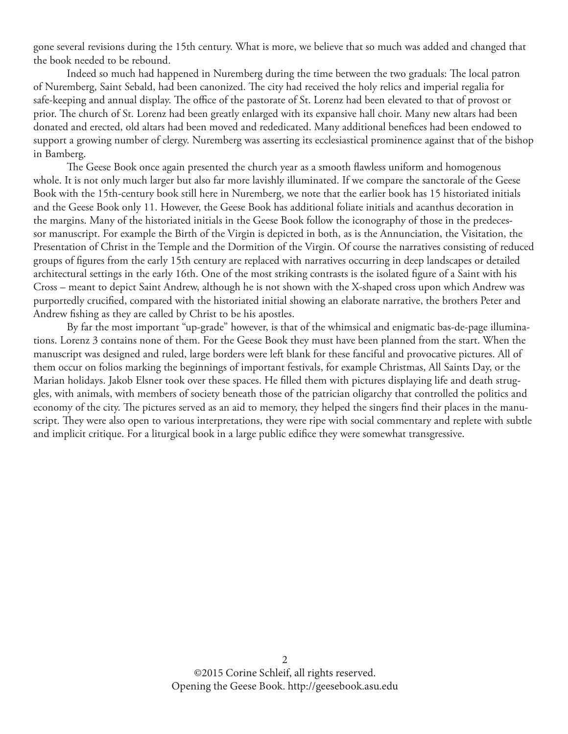gone several revisions during the 15th century. What is more, we believe that so much was added and changed that the book needed to be rebound.

Indeed so much had happened in Nuremberg during the time between the two graduals: The local patron of Nuremberg, Saint Sebald, had been canonized. The city had received the holy relics and imperial regalia for safe-keeping and annual display. The office of the pastorate of St. Lorenz had been elevated to that of provost or prior. The church of St. Lorenz had been greatly enlarged with its expansive hall choir. Many new altars had been donated and erected, old altars had been moved and rededicated. Many additional benefices had been endowed to support a growing number of clergy. Nuremberg was asserting its ecclesiastical prominence against that of the bishop in Bamberg.

The Geese Book once again presented the church year as a smooth flawless uniform and homogenous whole. It is not only much larger but also far more lavishly illuminated. If we compare the sanctorale of the Geese Book with the 15th-century book still here in Nuremberg, we note that the earlier book has 15 historiated initials and the Geese Book only 11. However, the Geese Book has additional foliate initials and acanthus decoration in the margins. Many of the historiated initials in the Geese Book follow the iconography of those in the predecessor manuscript. For example the Birth of the Virgin is depicted in both, as is the Annunciation, the Visitation, the Presentation of Christ in the Temple and the Dormition of the Virgin. Of course the narratives consisting of reduced groups of figures from the early 15th century are replaced with narratives occurring in deep landscapes or detailed architectural settings in the early 16th. One of the most striking contrasts is the isolated figure of a Saint with his Cross – meant to depict Saint Andrew, although he is not shown with the X-shaped cross upon which Andrew was purportedly crucified, compared with the historiated initial showing an elaborate narrative, the brothers Peter and Andrew fishing as they are called by Christ to be his apostles.

By far the most important "up-grade" however, is that of the whimsical and enigmatic bas-de-page illuminations. Lorenz 3 contains none of them. For the Geese Book they must have been planned from the start. When the manuscript was designed and ruled, large borders were left blank for these fanciful and provocative pictures. All of them occur on folios marking the beginnings of important festivals, for example Christmas, All Saints Day, or the Marian holidays. Jakob Elsner took over these spaces. He filled them with pictures displaying life and death struggles, with animals, with members of society beneath those of the patrician oligarchy that controlled the politics and economy of the city. The pictures served as an aid to memory, they helped the singers find their places in the manuscript. They were also open to various interpretations, they were ripe with social commentary and replete with subtle and implicit critique. For a liturgical book in a large public edifice they were somewhat transgressive.

©2015 Corine Schleif, all rights reserved.
Opening the Geese Book. http://geesebook.asu.edu